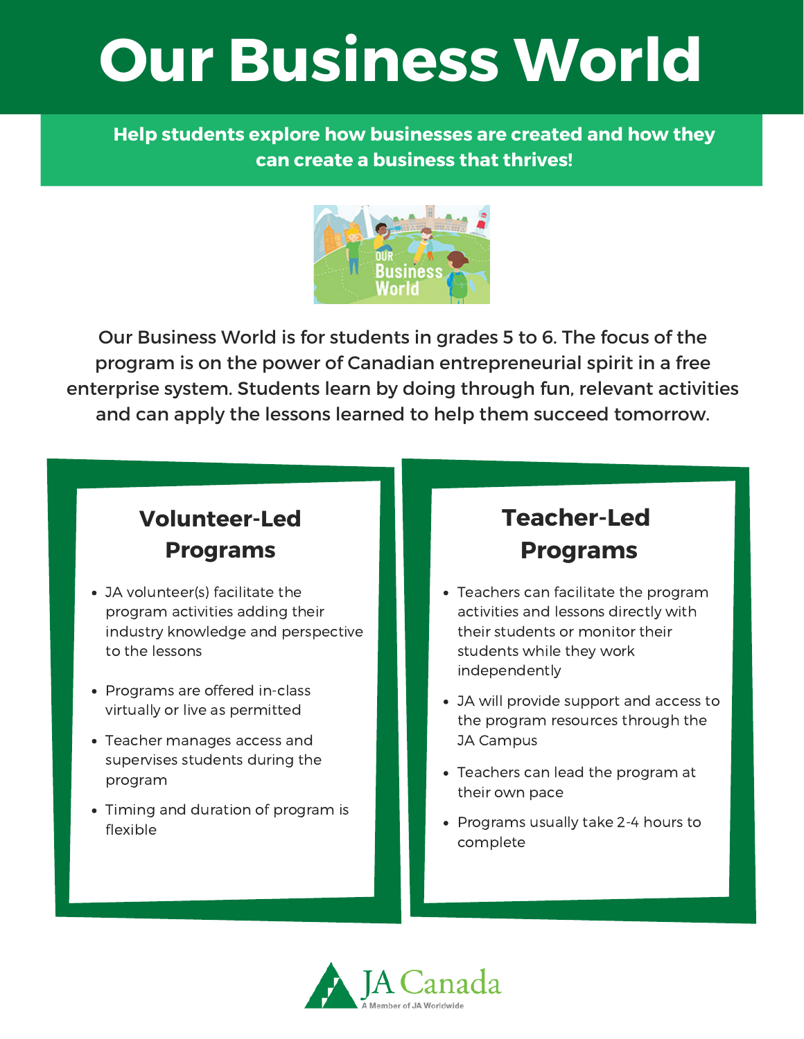# Our Business World

**Help students explore how businesses are created and how they can create a business that thrives!**

Our Business World is for students in grades 5 to 6. The focus of the program is on the power of Canadian entrepreneurial spirit in a free enterprise system. Students learn by doing through fun, relevant activities and can apply the lessons learned to help them succeed tomorrow.

## Volunteer-Led Programs

- JA volunteer(s) facilitate the program activities adding their industry knowledge and perspective to the lessons
- Programs are offered in-class virtually or live as permitted
- Teacher manages access and supervises students during the program
- Timing and duration of program is flexible

## Teacher-Led Programs

- Teachers can facilitate the program activities and lessons directly with their students or monitor their students while they work independently
- JA will provide support and access to the program resources through the JA Campus
- Teachers can lead the program at their own pace
- Programs usually take 2-4 hours to complete

JA Canada
A Member of JA Worldwide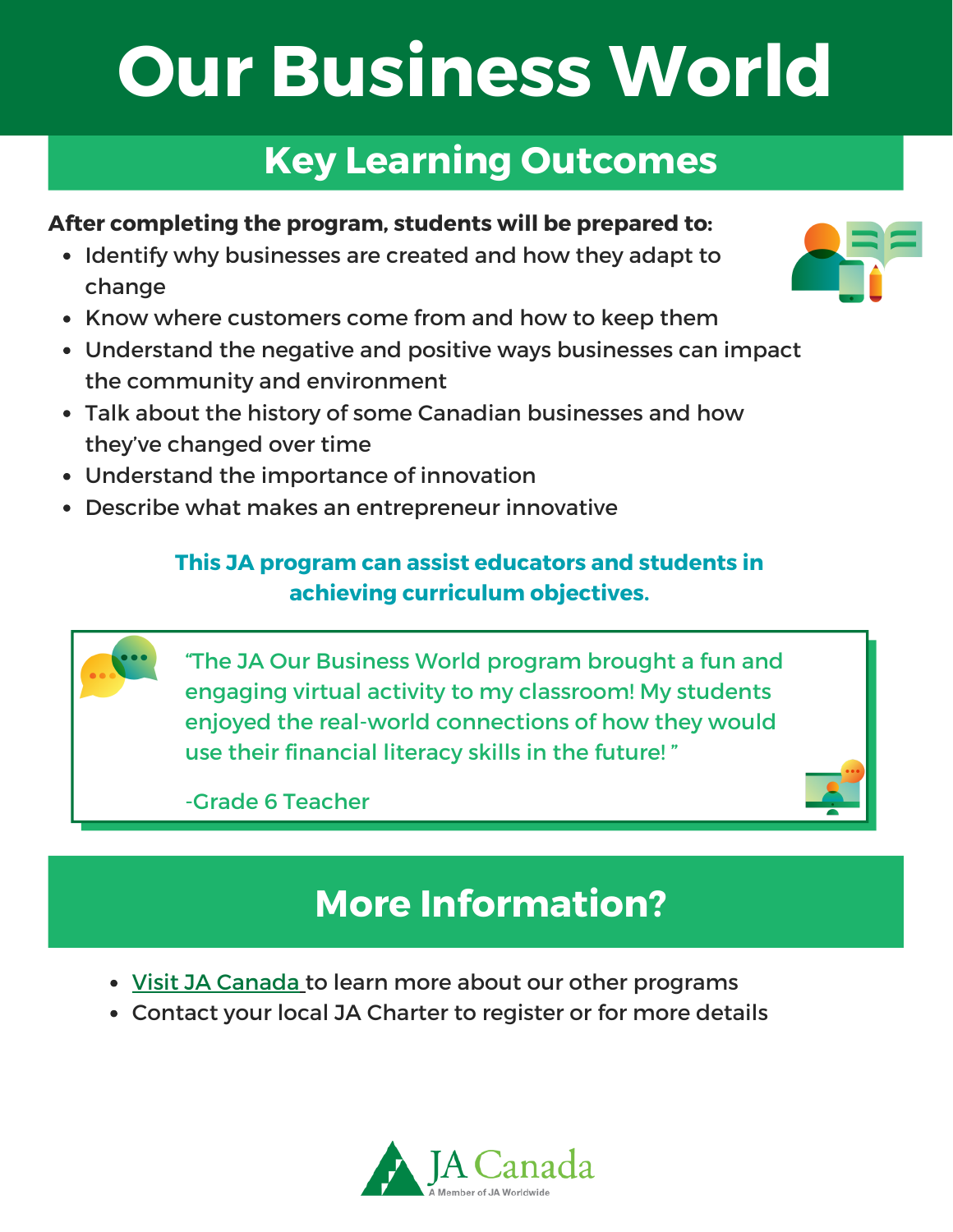# Our Business World

## Key Learning Outcomes

**After completing the program, students will be prepared to:**

- Identify why businesses are created and how they adapt to change
- Know where customers come from and how to keep them
- Understand the negative and positive ways businesses can impact the community and environment
- Talk about the history of some Canadian businesses and how they've changed over time
- Understand the importance of innovation
- Describe what makes an entrepreneur innovative

**This JA program can assist educators and students in achieving curriculum objectives.**

"The JA Our Business World program brought a fun and engaging virtual activity to my classroom! My students enjoyed the real-world connections of how they would use their financial literacy skills in the future! "

-Grade 6 Teacher

## More Information?

- Visit JA Canada to learn more about our other programs
- Contact your local JA Charter to register or for more details

JA Canada
A Member of JA Worldwide